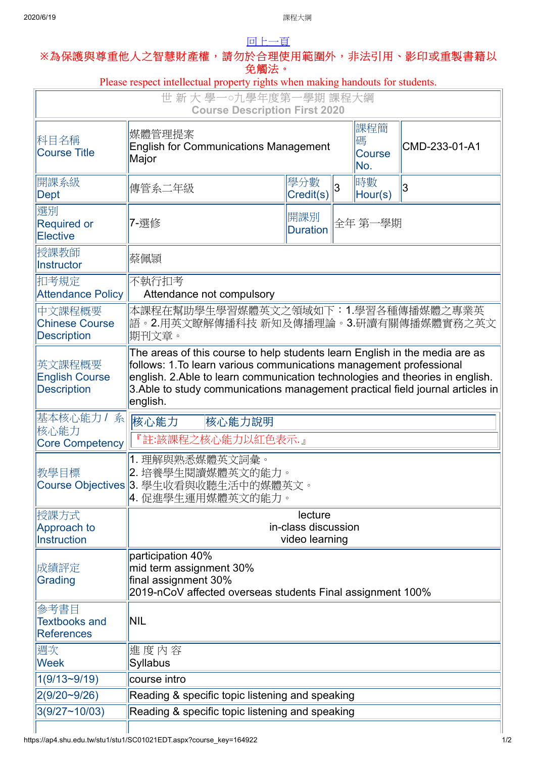回上一頁

※為保護與尊重他人之智慧財產權，請勿於合理使用範圍外，非法引用、影印或重製書籍以免觸法。

Please respect intellectual property rights when making handouts for students.

世 新 大 學一○九學年度第一學期 課程大綱
Course Description First 2020

| 科目名稱 Course Title | 媒體管理提案 English for Communications Management Major | | | 課程簡碼 Course No. | CMD-233-01-A1 |
|---|---|---|---|---|---|
| 開課系級 Dept | 傳管系二年級 | 學分數 Credit(s) | 3 | 時數 Hour(s) | 3 |
| 選別 Required or Elective | 7-選修 | 開課別 Duration | 全年 第一學期 | | |
| 授課教師 Instructor | 蔡佩頴 | | | | |
| 扣考規定 Attendance Policy | 不執行扣考 Attendance not compulsory | | | | |
| 中文課程概要 Chinese Course Description | 本課程在幫助學生學習媒體英文之領域如下：1.學習各種傳播媒體之專業英語。2.用英文瞭解傳播科技 新知及傳播理論。3.研讀有關傳播媒體實務之英文期刊文章。 | | | | |
| 英文課程概要 English Course Description | The areas of this course to help students learn English in the media are as follows: 1.To learn various communications management professional english. 2.Able to learn communication technologies and theories in english. 3.Able to study communications management practical field journal articles in english. | | | | |
| 基本核心能力 / 系核心能力 Core Competency | 核心能力 核心能力說明<br>『註:該課程之核心能力以紅色表示.』 | | | | |
| 教學目標 Course Objectives | 1. 理解與熟悉媒體英文詞彙。<br>2. 培養學生閱讀媒體英文的能力。<br>3. 學生收看與收聽生活中的媒體英文。<br>4. 促進學生運用媒體英文的能力。 | | | | |
| 授課方式 Approach to Instruction | lecture<br>in-class discussion<br>video learning | | | | |
| 成績評定 Grading | participation 40%<br>mid term assignment 30%<br>final assignment 30%<br>2019-nCoV affected overseas students Final assignment 100% | | | | |
| 參考書目 Textbooks and References | NIL | | | | |
| 週次 Week | 進 度 內 容 Syllabus | | | | |
| 1(9/13~9/19) | course intro | | | | |
| 2(9/20~9/26) | Reading & specific topic listening and speaking | | | | |
| 3(9/27~10/03) | Reading & specific topic listening and speaking | | | | |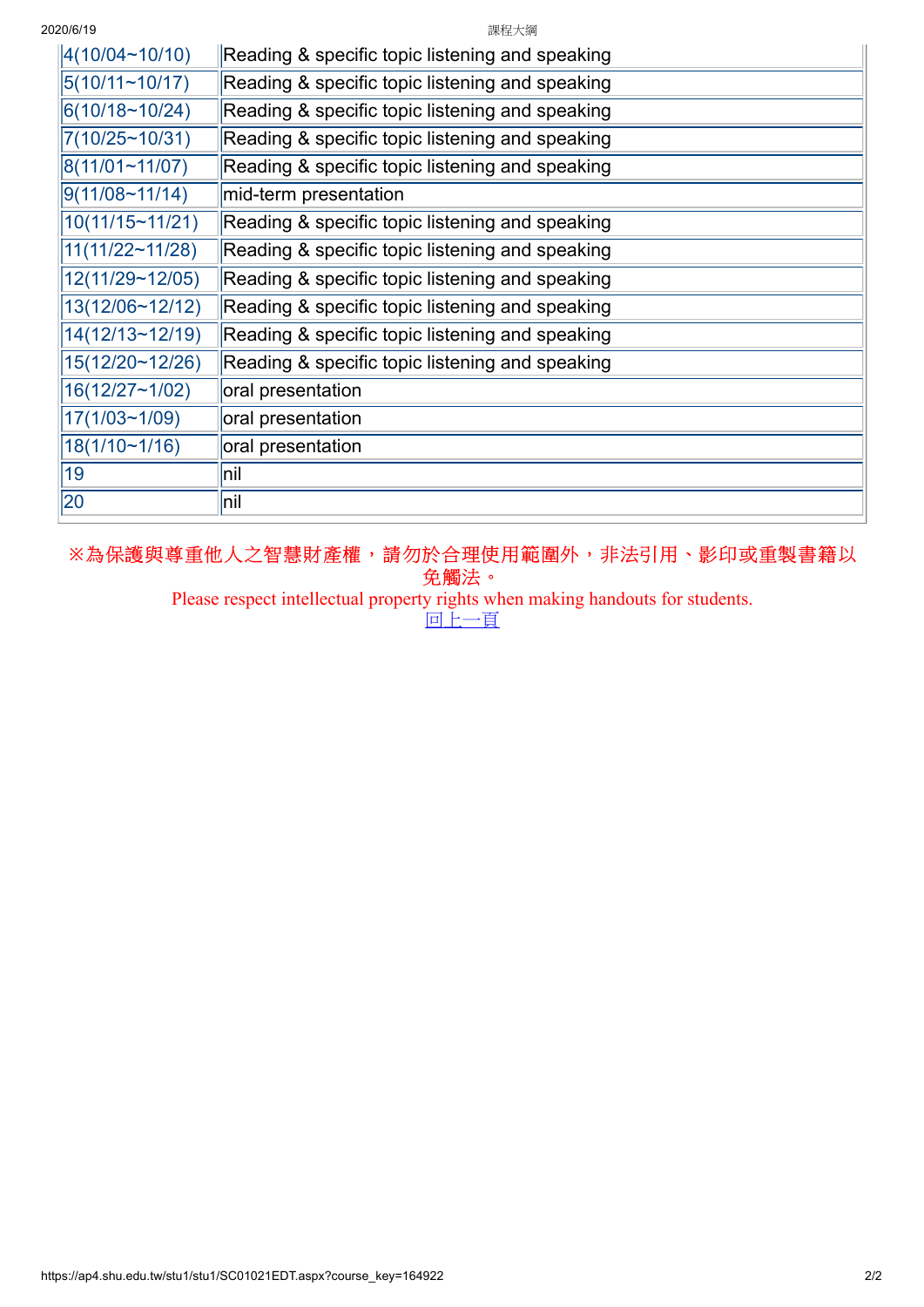| | |
|---|---|
| 4(10/04~10/10) | Reading & specific topic listening and speaking |
| 5(10/11~10/17) | Reading & specific topic listening and speaking |
| 6(10/18~10/24) | Reading & specific topic listening and speaking |
| 7(10/25~10/31) | Reading & specific topic listening and speaking |
| 8(11/01~11/07) | Reading & specific topic listening and speaking |
| 9(11/08~11/14) | mid-term presentation |
| 10(11/15~11/21) | Reading & specific topic listening and speaking |
| 11(11/22~11/28) | Reading & specific topic listening and speaking |
| 12(11/29~12/05) | Reading & specific topic listening and speaking |
| 13(12/06~12/12) | Reading & specific topic listening and speaking |
| 14(12/13~12/19) | Reading & specific topic listening and speaking |
| 15(12/20~12/26) | Reading & specific topic listening and speaking |
| 16(12/27~1/02) | oral presentation |
| 17(1/03~1/09) | oral presentation |
| 18(1/10~1/16) | oral presentation |
| 19 | nil |
| 20 | nil |

※為保護與尊重他人之智慧財產權，請勿於合理使用範圍外，非法引用、影印或重製書籍以免觸法。

Please respect intellectual property rights when making handouts for students.

回上一頁